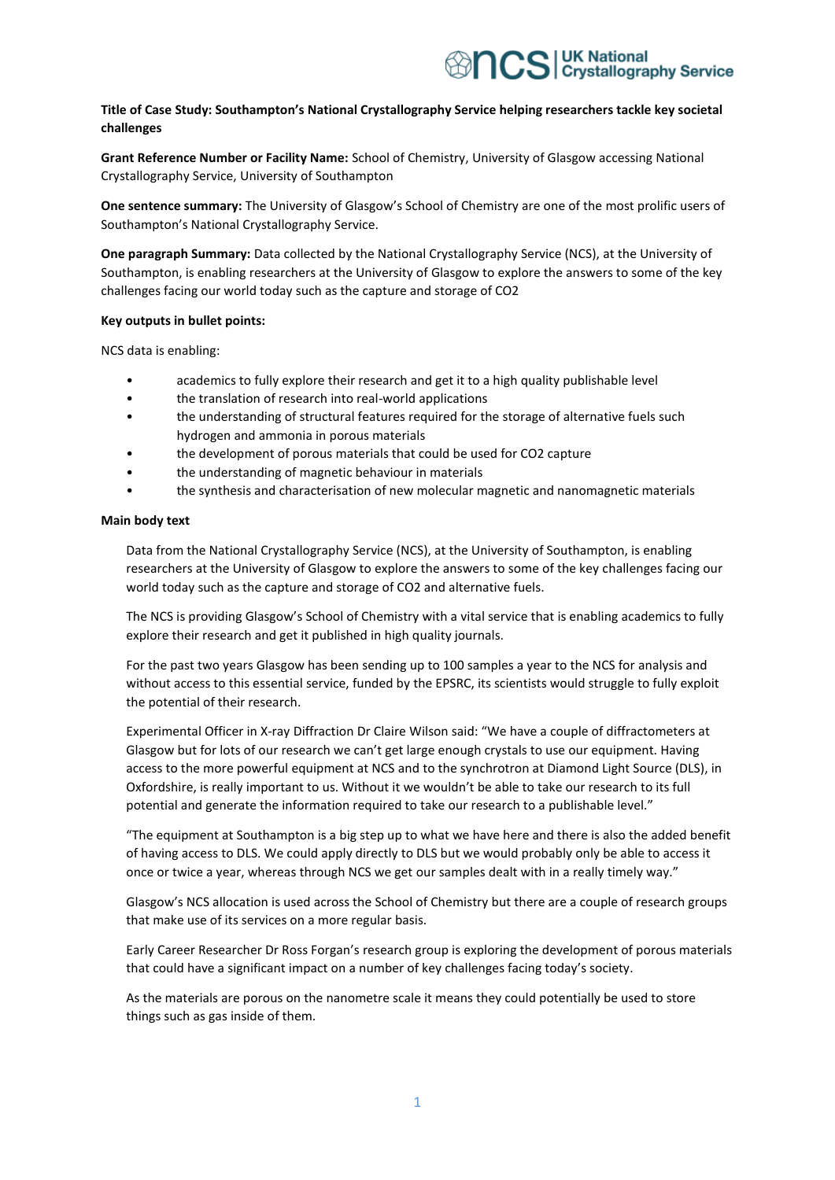**Title of Case Study: Southampton's National Crystallography Service helping researchers tackle key societal challenges**

**Grant Reference Number or Facility Name:** School of Chemistry, University of Glasgow accessing National Crystallography Service, University of Southampton

**One sentence summary:** The University of Glasgow's School of Chemistry are one of the most prolific users of Southampton's National Crystallography Service.

**One paragraph Summary:** Data collected by the National Crystallography Service (NCS), at the University of Southampton, is enabling researchers at the University of Glasgow to explore the answers to some of the key challenges facing our world today such as the capture and storage of $CO_2$

**Key outputs in bullet points:**

NCS data is enabling:

- academics to fully explore their research and get it to a high quality publishable level
- the translation of research into real-world applications
- the understanding of structural features required for the storage of alternative fuels such hydrogen and ammonia in porous materials
- the development of porous materials that could be used for $CO_2$ capture
- the understanding of magnetic behaviour in materials
- the synthesis and characterisation of new molecular magnetic and nanomagnetic materials

**Main body text**

Data from the National Crystallography Service (NCS), at the University of Southampton, is enabling researchers at the University of Glasgow to explore the answers to some of the key challenges facing our world today such as the capture and storage of $CO_2$ and alternative fuels.

The NCS is providing Glasgow's School of Chemistry with a vital service that is enabling academics to fully explore their research and get it published in high quality journals.

For the past two years Glasgow has been sending up to 100 samples a year to the NCS for analysis and without access to this essential service, funded by the EPSRC, its scientists would struggle to fully exploit the potential of their research.

Experimental Officer in X-ray Diffraction Dr Claire Wilson said: "We have a couple of diffractometers at Glasgow but for lots of our research we can't get large enough crystals to use our equipment. Having access to the more powerful equipment at NCS and to the synchrotron at Diamond Light Source (DLS), in Oxfordshire, is really important to us. Without it we wouldn't be able to take our research to its full potential and generate the information required to take our research to a publishable level."

"The equipment at Southampton is a big step up to what we have here and there is also the added benefit of having access to DLS. We could apply directly to DLS but we would probably only be able to access it once or twice a year, whereas through NCS we get our samples dealt with in a really timely way."

Glasgow's NCS allocation is used across the School of Chemistry but there are a couple of research groups that make use of its services on a more regular basis.

Early Career Researcher Dr Ross Forgan's research group is exploring the development of porous materials that could have a significant impact on a number of key challenges facing today's society.

As the materials are porous on the nanometre scale it means they could potentially be used to store things such as gas inside of them.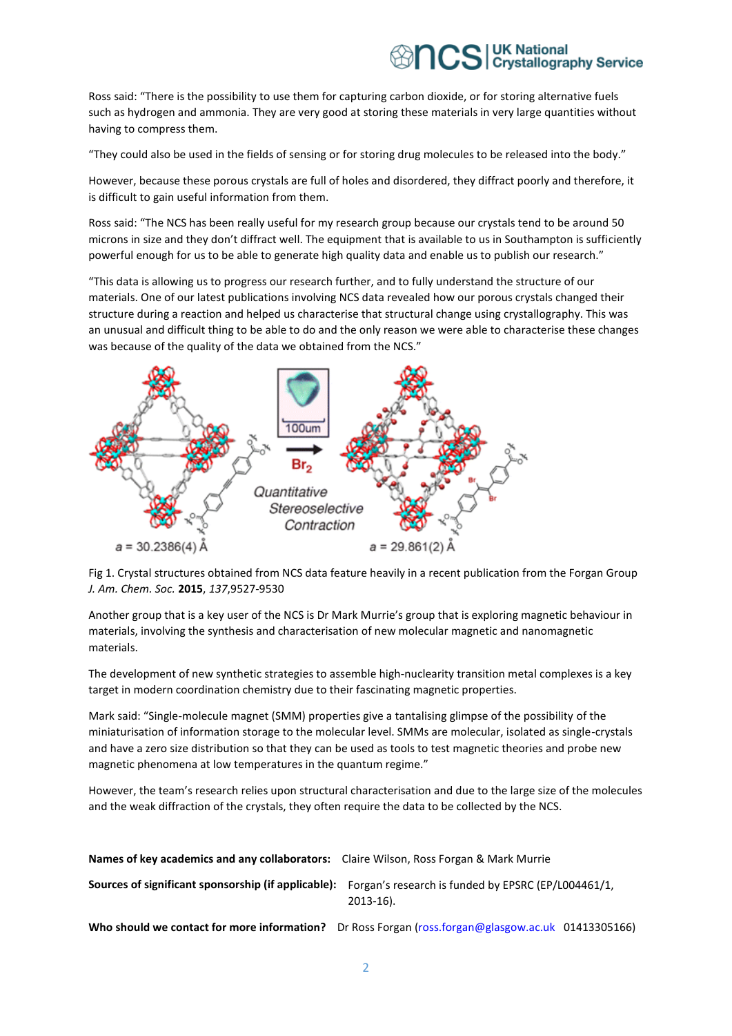Ross said: “There is the possibility to use them for capturing carbon dioxide, or for storing alternative fuels such as hydrogen and ammonia. They are very good at storing these materials in very large quantities without having to compress them.

“They could also be used in the fields of sensing or for storing drug molecules to be released into the body.”

However, because these porous crystals are full of holes and disordered, they diffract poorly and therefore, it is difficult to gain useful information from them.

Ross said: “The NCS has been really useful for my research group because our crystals tend to be around 50 microns in size and they don’t diffract well. The equipment that is available to us in Southampton is sufficiently powerful enough for us to be able to generate high quality data and enable us to publish our research.”

“This data is allowing us to progress our research further, and to fully understand the structure of our materials. One of our latest publications involving NCS data revealed how our porous crystals changed their structure during a reaction and helped us characterise that structural change using crystallography. This was an unusual and difficult thing to be able to do and the only reason we were able to characterise these changes was because of the quality of the data we obtained from the NCS.”

100um

$Br_2$

Quantitative Stereoselective Contraction

$a$ = 30.2386(4) Å

$a$ = 29.861(2) Å

Fig 1. Crystal structures obtained from NCS data feature heavily in a recent publication from the Forgan Group *J. Am. Chem. Soc.* **2015**, *137*,9527-9530

Another group that is a key user of the NCS is Dr Mark Murrie’s group that is exploring magnetic behaviour in materials, involving the synthesis and characterisation of new molecular magnetic and nanomagnetic materials.

The development of new synthetic strategies to assemble high-nuclearity transition metal complexes is a key target in modern coordination chemistry due to their fascinating magnetic properties.

Mark said: “Single-molecule magnet (SMM) properties give a tantalising glimpse of the possibility of the miniaturisation of information storage to the molecular level. SMMs are molecular, isolated as single-crystals and have a zero size distribution so that they can be used as tools to test magnetic theories and probe new magnetic phenomena at low temperatures in the quantum regime.”

However, the team’s research relies upon structural characterisation and due to the large size of the molecules and the weak diffraction of the crystals, they often require the data to be collected by the NCS.

**Names of key academics and any collaborators:** Claire Wilson, Ross Forgan & Mark Murrie

**Sources of significant sponsorship (if applicable):** Forgan’s research is funded by EPSRC (EP/L004461/1, 2013-16).

**Who should we contact for more information?** Dr Ross Forgan (ross.forgan@glasgow.ac.uk 01413305166)